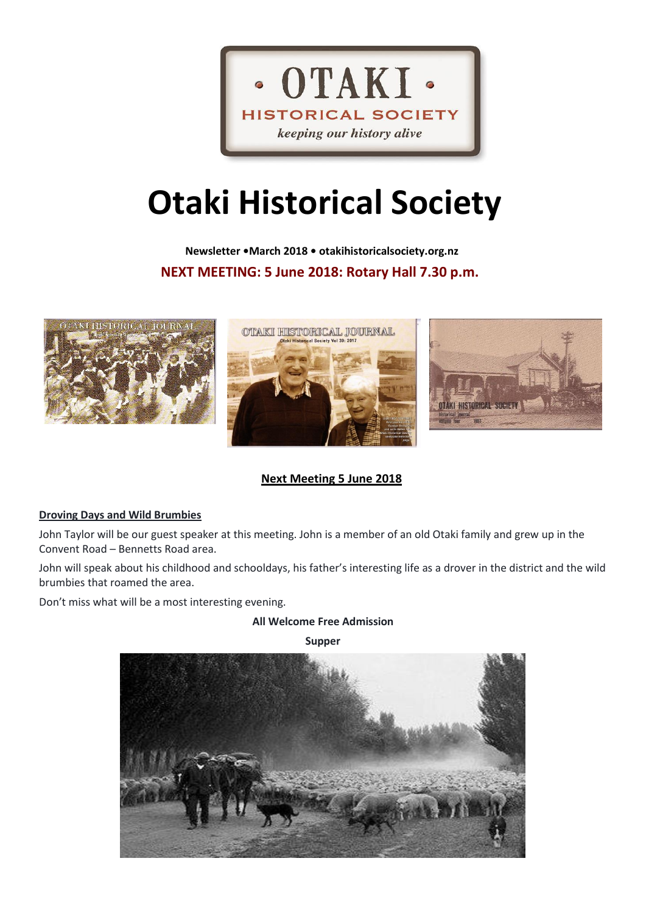# Otaki Historical Society

**Newsletter •March 2018 • otakihistoricalsociety.org.nz**

**NEXT MEETING: 5 June 2018: Rotary Hall 7.30 p.m.**

## Next Meeting 5 June 2018

### Droving Days and Wild Brumbies

John Taylor will be our guest speaker at this meeting. John is a member of an old Otaki family and grew up in the Convent Road – Bennetts Road area.

John will speak about his childhood and schooldays, his father's interesting life as a drover in the district and the wild brumbies that roamed the area.

Don't miss what will be a most interesting evening.

**All Welcome Free Admission**

**Supper**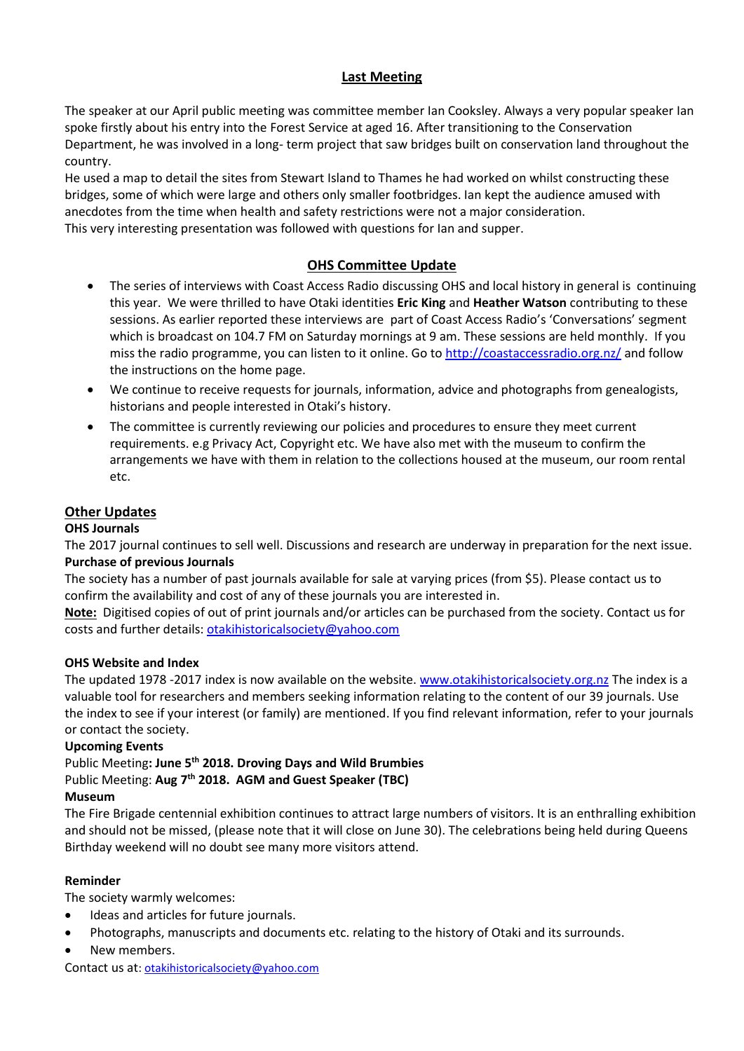## Last Meeting

The speaker at our April public meeting was committee member Ian Cooksley. Always a very popular speaker Ian spoke firstly about his entry into the Forest Service at aged 16. After transitioning to the Conservation Department, he was involved in a long- term project that saw bridges built on conservation land throughout the country.
He used a map to detail the sites from Stewart Island to Thames he had worked on whilst constructing these bridges, some of which were large and others only smaller footbridges. Ian kept the audience amused with anecdotes from the time when health and safety restrictions were not a major consideration.
This very interesting presentation was followed with questions for Ian and supper.

## OHS Committee Update

- The series of interviews with Coast Access Radio discussing OHS and local history in general is continuing this year. We were thrilled to have Otaki identities **Eric King** and **Heather Watson** contributing to these sessions. As earlier reported these interviews are part of Coast Access Radio's 'Conversations' segment which is broadcast on 104.7 FM on Saturday mornings at 9 am. These sessions are held monthly. If you miss the radio programme, you can listen to it online. Go to http://coastaccessradio.org.nz/ and follow the instructions on the home page.
- We continue to receive requests for journals, information, advice and photographs from genealogists, historians and people interested in Otaki's history.
- The committee is currently reviewing our policies and procedures to ensure they meet current requirements. e.g Privacy Act, Copyright etc. We have also met with the museum to confirm the arrangements we have with them in relation to the collections housed at the museum, our room rental etc.

## Other Updates

**OHS Journals**

The 2017 journal continues to sell well. Discussions and research are underway in preparation for the next issue.

**Purchase of previous Journals**

The society has a number of past journals available for sale at varying prices (from $5). Please contact us to confirm the availability and cost of any of these journals you are interested in.

**Note:** Digitised copies of out of print journals and/or articles can be purchased from the society. Contact us for costs and further details: otakihistoricalsociety@yahoo.com

**OHS Website and Index**

The updated 1978 -2017 index is now available on the website. www.otakihistoricalsociety.org.nz The index is a valuable tool for researchers and members seeking information relating to the content of our 39 journals. Use the index to see if your interest (or family) are mentioned. If you find relevant information, refer to your journals or contact the society.

**Upcoming Events**

Public Meeting**: June 5th 2018. Droving Days and Wild Brumbies**

Public Meeting: **Aug 7th 2018. AGM and Guest Speaker (TBC)**

**Museum**

The Fire Brigade centennial exhibition continues to attract large numbers of visitors. It is an enthralling exhibition and should not be missed, (please note that it will close on June 30). The celebrations being held during Queens Birthday weekend will no doubt see many more visitors attend.

**Reminder**

The society warmly welcomes:

- Ideas and articles for future journals.
- Photographs, manuscripts and documents etc. relating to the history of Otaki and its surrounds.
- New members.

Contact us at: otakihistoricalsociety@yahoo.com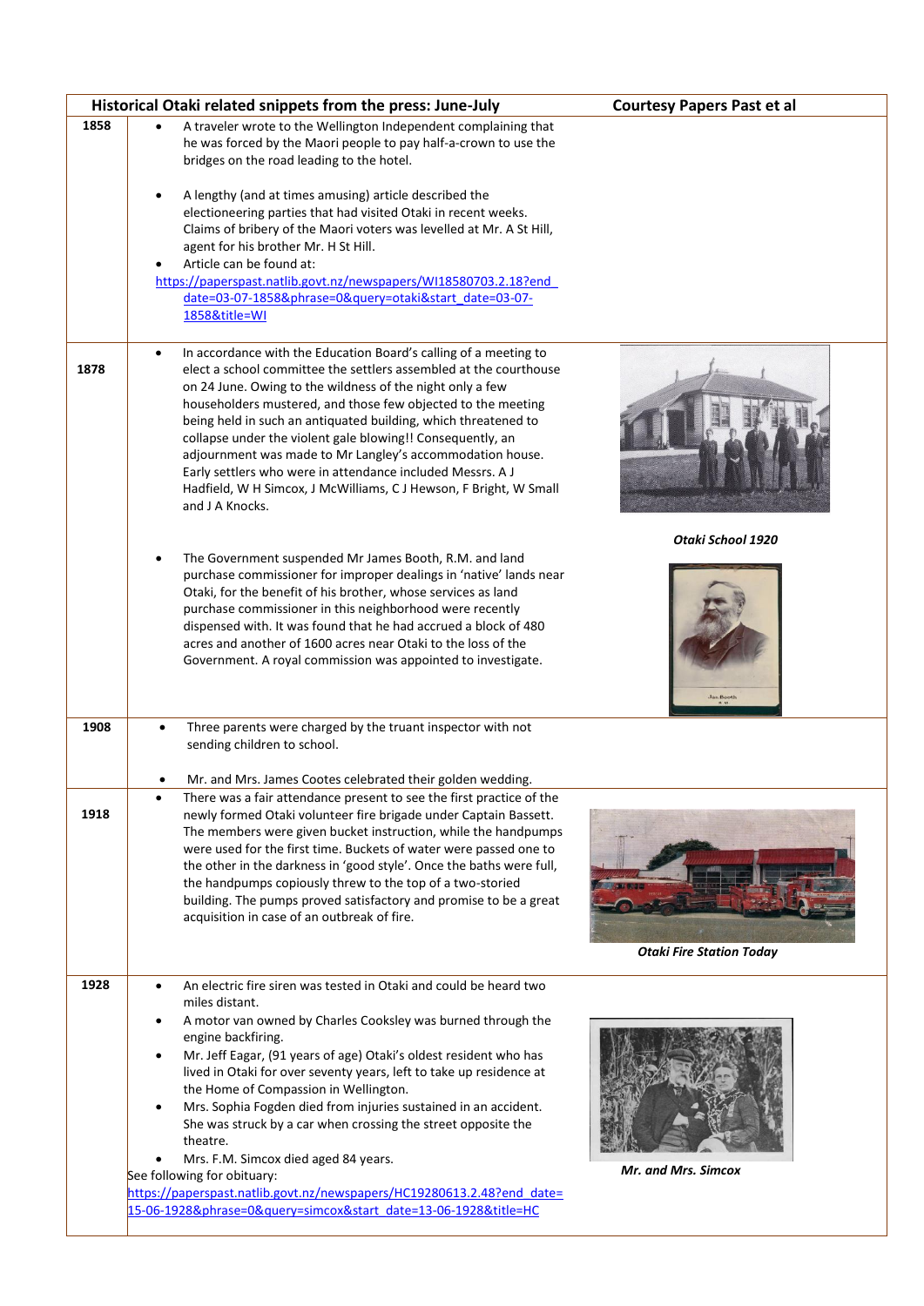| Historical Otaki related snippets from the press: June-July | | Courtesy Papers Past et al |
|---|---|---|
| 1858 | • A traveler wrote to the Wellington Independent complaining that he was forced by the Maori people to pay half-a-crown to use the bridges on the road leading to the hotel.<br><br>• A lengthy (and at times amusing) article described the electioneering parties that had visited Otaki in recent weeks. Claims of bribery of the Maori voters was levelled at Mr. A St Hill, agent for his brother Mr. H St Hill.<br>• Article can be found at: https://paperspast.natlib.govt.nz/newspapers/WI18580703.2.18?end_date=03-07-1858&phrase=0&query=otaki&start_date=03-07-1858&title=WI | |
| 1878 | • In accordance with the Education Board's calling of a meeting to elect a school committee the settlers assembled at the courthouse on 24 June. Owing to the wildness of the night only a few householders mustered, and those few objected to the meeting being held in such an antiquated building, which threatened to collapse under the violent gale blowing!! Consequently, an adjournment was made to Mr Langley's accommodation house. Early settlers who were in attendance included Messrs. A J Hadfield, W H Simcox, J McWilliams, C J Hewson, F Bright, W Small and J A Knocks.<br><br>• The Government suspended Mr James Booth, R.M. and land purchase commissioner for improper dealings in 'native' lands near Otaki, for the benefit of his brother, whose services as land purchase commissioner in this neighborhood were recently dispensed with. It was found that he had accrued a block of 480 acres and another of 1600 acres near Otaki to the loss of the Government. A royal commission was appointed to investigate. | *Otaki School 1920* |
| 1908 | • Three parents were charged by the truant inspector with not sending children to school.<br><br>• Mr. and Mrs. James Cootes celebrated their golden wedding. | |
| 1918 | • There was a fair attendance present to see the first practice of the newly formed Otaki volunteer fire brigade under Captain Bassett. The members were given bucket instruction, while the handpumps were used for the first time. Buckets of water were passed one to the other in the darkness in 'good style'. Once the baths were full, the handpumps copiously threw to the top of a two-storied building. The pumps proved satisfactory and promise to be a great acquisition in case of an outbreak of fire. | *Otaki Fire Station Today* |
| 1928 | • An electric fire siren was tested in Otaki and could be heard two miles distant.<br>• A motor van owned by Charles Cooksley was burned through the engine backfiring.<br>• Mr. Jeff Eagar, (91 years of age) Otaki's oldest resident who has lived in Otaki for over seventy years, left to take up residence at the Home of Compassion in Wellington.<br>• Mrs. Sophia Fogden died from injuries sustained in an accident. She was struck by a car when crossing the street opposite the theatre.<br>• Mrs. F.M. Simcox died aged 84 years.<br>See following for obituary:<br>https://paperspast.natlib.govt.nz/newspapers/HC19280613.2.48?end_date=15-06-1928&phrase=0&query=simcox&start_date=13-06-1928&title=HC | *Mr. and Mrs. Simcox* |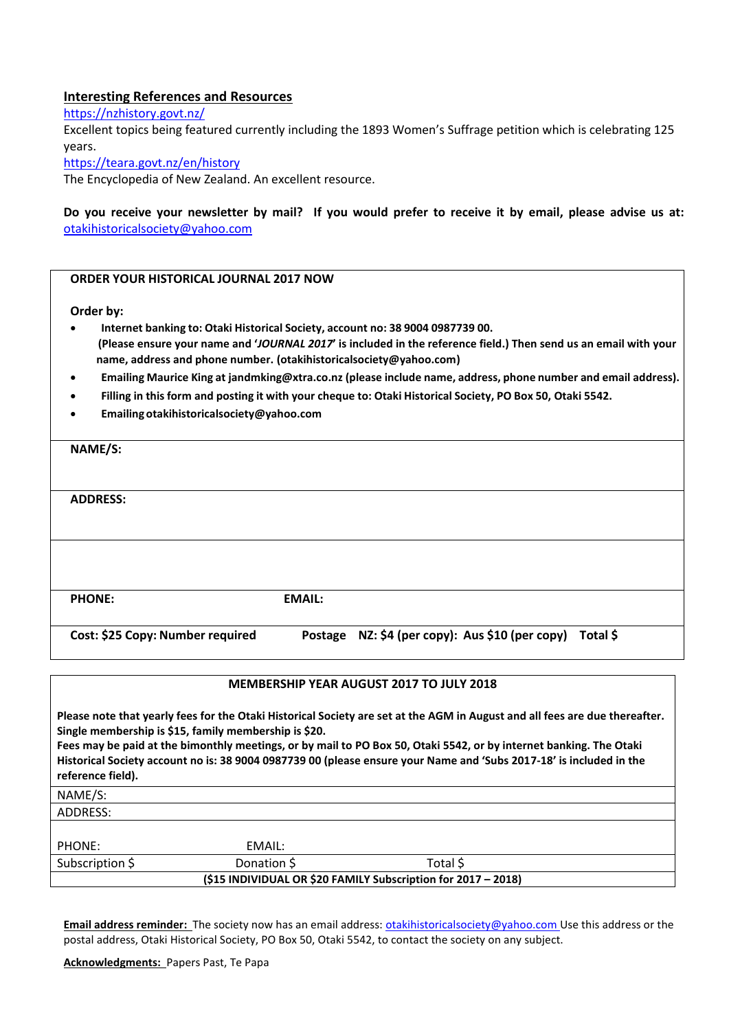**Interesting References and Resources**

https://nzhistory.govt.nz/

Excellent topics being featured currently including the 1893 Women's Suffrage petition which is celebrating 125 years.

https://teara.govt.nz/en/history

The Encyclopedia of New Zealand. An excellent resource.

**Do you receive your newsletter by mail? If you would prefer to receive it by email, please advise us at:** otakihistoricalsociety@yahoo.com

**ORDER YOUR HISTORICAL JOURNAL 2017 NOW**

**Order by:**

- **Internet banking to: Otaki Historical Society, account no: 38 9004 0987739 00. (Please ensure your name and '*JOURNAL 2017*' is included in the reference field.) Then send us an email with your name, address and phone number. (otakihistoricalsociety@yahoo.com)**
- **Emailing Maurice King at jandmking@xtra.co.nz (please include name, address, phone number and email address).**
- **Filling in this form and posting it with your cheque to: Otaki Historical Society, PO Box 50, Otaki 5542.**
- **Emailing otakihistoricalsociety@yahoo.com**

| | |
|---|---|
| **NAME/S:** | |
| **ADDRESS:** | |
| | |
| **PHONE:** | **EMAIL:** |
| **Cost: $25 Copy: Number required** | **Postage NZ: $4 (per copy): Aus $10 (per copy) Total $** |

**MEMBERSHIP YEAR AUGUST 2017 TO JULY 2018**

**Please note that yearly fees for the Otaki Historical Society are set at the AGM in August and all fees are due thereafter. Single membership is $15, family membership is $20.**
**Fees may be paid at the bimonthly meetings, or by mail to PO Box 50, Otaki 5542, or by internet banking. The Otaki Historical Society account no is: 38 9004 0987739 00 (please ensure your Name and 'Subs 2017-18' is included in the reference field).**

| | | |
|---|---|---|
| NAME/S: | | |
| ADDRESS: | | |
| PHONE: | EMAIL: | |
| Subscription $ | Donation $ | Total $ |
| **($15 INDIVIDUAL OR $20 FAMILY Subscription for 2017 – 2018)** | | |

**Email address reminder:** The society now has an email address: otakihistoricalsociety@yahoo.com Use this address or the postal address, Otaki Historical Society, PO Box 50, Otaki 5542, to contact the society on any subject.

**Acknowledgments:** Papers Past, Te Papa